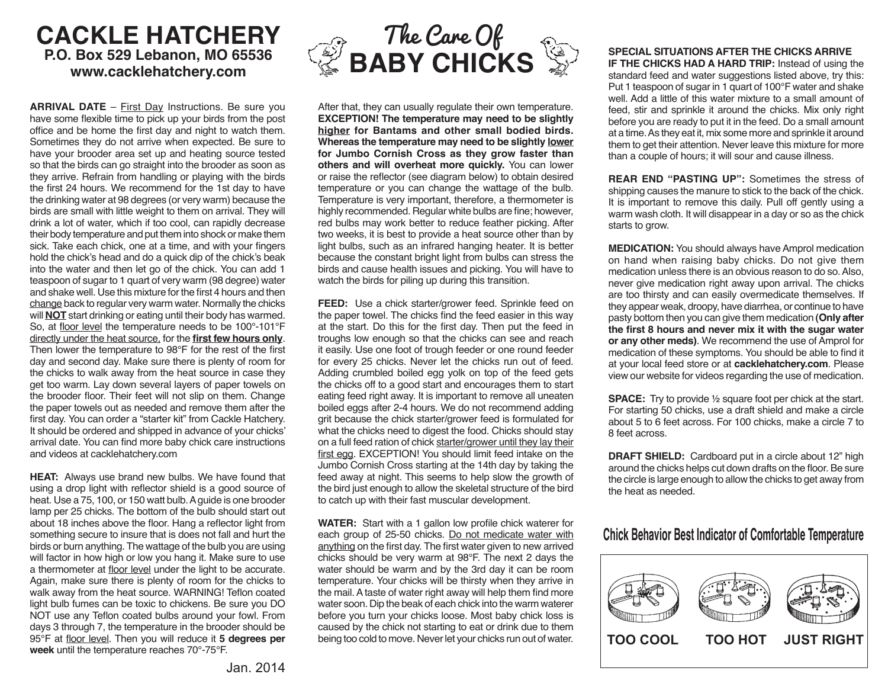# CACKLE HATCHERY

**P.O. Box 529 Lebanon, MO 65536**
**www.cacklehatchery.com**

# The Care Of BABY CHICKS

**ARRIVAL DATE** – First Day Instructions. Be sure you have some flexible time to pick up your birds from the post office and be home the first day and night to watch them. Sometimes they do not arrive when expected. Be sure to have your brooder area set up and heating source tested so that the birds can go straight into the brooder as soon as they arrive. Refrain from handling or playing with the birds the first 24 hours. We recommend for the 1st day to have the drinking water at 98 degrees (or very warm) because the birds are small with little weight to them on arrival. They will drink a lot of water, which if too cool, can rapidly decrease their body temperature and put them into shock or make them sick. Take each chick, one at a time, and with your fingers hold the chick's head and do a quick dip of the chick's beak into the water and then let go of the chick. You can add 1 teaspoon of sugar to 1 quart of very warm (98 degree) water and shake well. Use this mixture for the first 4 hours and then change back to regular very warm water. Normally the chicks will **NOT** start drinking or eating until their body has warmed. So, at floor level the temperature needs to be 100°-101°F directly under the heat source, for the **first few hours only**. Then lower the temperature to 98°F for the rest of the first day and second day. Make sure there is plenty of room for the chicks to walk away from the heat source in case they get too warm. Lay down several layers of paper towels on the brooder floor. Their feet will not slip on them. Change the paper towels out as needed and remove them after the first day. You can order a "starter kit" from Cackle Hatchery. It should be ordered and shipped in advance of your chicks' arrival date. You can find more baby chick care instructions and videos at cacklehatchery.com

**HEAT:** Always use brand new bulbs. We have found that using a drop light with reflector shield is a good source of heat. Use a 75, 100, or 150 watt bulb. A guide is one brooder lamp per 25 chicks. The bottom of the bulb should start out about 18 inches above the floor. Hang a reflector light from something secure to insure that is does not fall and hurt the birds or burn anything. The wattage of the bulb you are using will factor in how high or low you hang it. Make sure to use a thermometer at floor level under the light to be accurate. Again, make sure there is plenty of room for the chicks to walk away from the heat source. WARNING! Teflon coated light bulb fumes can be toxic to chickens. Be sure you DO NOT use any Teflon coated bulbs around your fowl. From days 3 through 7, the temperature in the brooder should be 95°F at floor level. Then you will reduce it **5 degrees per week** until the temperature reaches 70°-75°F.

After that, they can usually regulate their own temperature. **EXCEPTION! The temperature may need to be slightly higher for Bantams and other small bodied birds. Whereas the temperature may need to be slightly lower for Jumbo Cornish Cross as they grow faster than others and will overheat more quickly.** You can lower or raise the reflector (see diagram below) to obtain desired temperature or you can change the wattage of the bulb. Temperature is very important, therefore, a thermometer is highly recommended. Regular white bulbs are fine; however, red bulbs may work better to reduce feather picking. After two weeks, it is best to provide a heat source other than by light bulbs, such as an infrared hanging heater. It is better because the constant bright light from bulbs can stress the birds and cause health issues and picking. You will have to watch the birds for piling up during this transition.

**FEED:** Use a chick starter/grower feed. Sprinkle feed on the paper towel. The chicks find the feed easier in this way at the start. Do this for the first day. Then put the feed in troughs low enough so that the chicks can see and reach it easily. Use one foot of trough feeder or one round feeder for every 25 chicks. Never let the chicks run out of feed. Adding crumbled boiled egg yolk on top of the feed gets the chicks off to a good start and encourages them to start eating feed right away. It is important to remove all uneaten boiled eggs after 2-4 hours. We do not recommend adding grit because the chick starter/grower feed is formulated for what the chicks need to digest the food. Chicks should stay on a full feed ration of chick starter/grower until they lay their first egg. EXCEPTION! You should limit feed intake on the Jumbo Cornish Cross starting at the 14th day by taking the feed away at night. This seems to help slow the growth of the bird just enough to allow the skeletal structure of the bird to catch up with their fast muscular development.

**WATER:** Start with a 1 gallon low profile chick waterer for each group of 25-50 chicks. Do not medicate water with anything on the first day. The first water given to new arrived chicks should be very warm at 98°F. The next 2 days the water should be warm and by the 3rd day it can be room temperature. Your chicks will be thirsty when they arrive in the mail. A taste of water right away will help them find more water soon. Dip the beak of each chick into the warm waterer before you turn your chicks loose. Most baby chick loss is caused by the chick not starting to eat or drink due to them being too cold to move. Never let your chicks run out of water.

**SPECIAL SITUATIONS AFTER THE CHICKS ARRIVE**

**IF THE CHICKS HAD A HARD TRIP:** Instead of using the standard feed and water suggestions listed above, try this: Put 1 teaspoon of sugar in 1 quart of 100°F water and shake well. Add a little of this water mixture to a small amount of feed, stir and sprinkle it around the chicks. Mix only right before you are ready to put it in the feed. Do a small amount at a time. As they eat it, mix some more and sprinkle it around them to get their attention. Never leave this mixture for more than a couple of hours; it will sour and cause illness.

**REAR END "PASTING UP":** Sometimes the stress of shipping causes the manure to stick to the back of the chick. It is important to remove this daily. Pull off gently using a warm wash cloth. It will disappear in a day or so as the chick starts to grow.

**MEDICATION:** You should always have Amprol medication on hand when raising baby chicks. Do not give them medication unless there is an obvious reason to do so. Also, never give medication right away upon arrival. The chicks are too thirsty and can easily overmedicate themselves. If they appear weak, droopy, have diarrhea, or continue to have pasty bottom then you can give them medication **(Only after the first 8 hours and never mix it with the sugar water or any other meds)**. We recommend the use of Amprol for medication of these symptoms. You should be able to find it at your local feed store or at **cacklehatchery.com**. Please view our website for videos regarding the use of medication.

**SPACE:** Try to provide ½ square foot per chick at the start. For starting 50 chicks, use a draft shield and make a circle about 5 to 6 feet across. For 100 chicks, make a circle 7 to 8 feet across.

**DRAFT SHIELD:** Cardboard put in a circle about 12" high around the chicks helps cut down drafts on the floor. Be sure the circle is large enough to allow the chicks to get away from the heat as needed.

## Chick Behavior Best Indicator of Comfortable Temperature

TOO COOL — TOO HOT — JUST RIGHT

Jan. 2014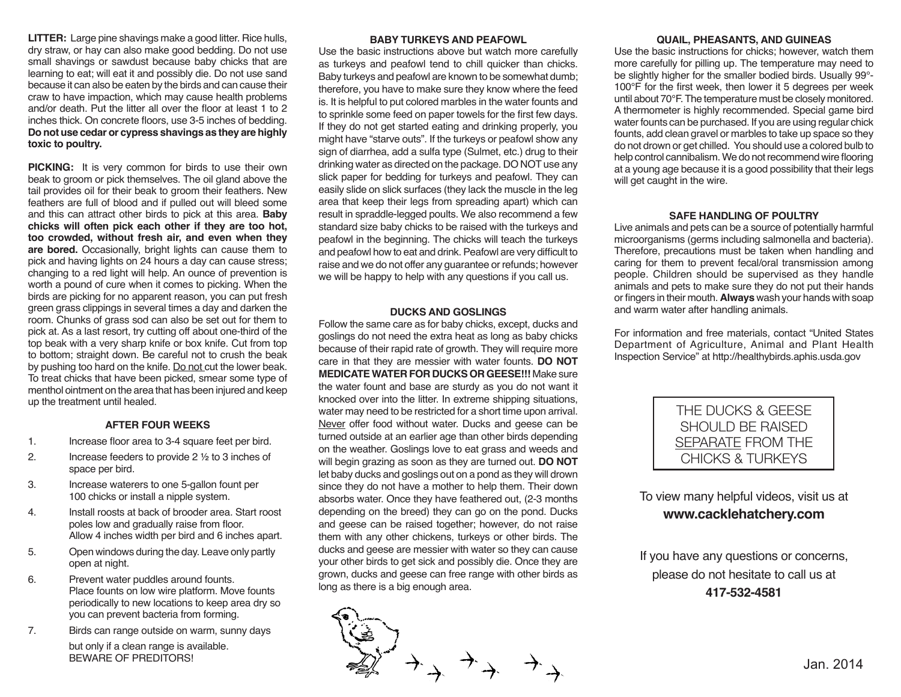**LITTER:** Large pine shavings make a good litter. Rice hulls, dry straw, or hay can also make good bedding. Do not use small shavings or sawdust because baby chicks that are learning to eat; will eat it and possibly die. Do not use sand because it can also be eaten by the birds and can cause their craw to have impaction, which may cause health problems and/or death. Put the litter all over the floor at least 1 to 2 inches thick. On concrete floors, use 3-5 inches of bedding. **Do not use cedar or cypress shavings as they are highly toxic to poultry.**

**PICKING:** It is very common for birds to use their own beak to groom or pick themselves. The oil gland above the tail provides oil for their beak to groom their feathers. New feathers are full of blood and if pulled out will bleed some and this can attract other birds to pick at this area. **Baby chicks will often pick each other if they are too hot, too crowded, without fresh air, and even when they are bored.** Occasionally, bright lights can cause them to pick and having lights on 24 hours a day can cause stress; changing to a red light will help. An ounce of prevention is worth a pound of cure when it comes to picking. When the birds are picking for no apparent reason, you can put fresh green grass clippings in several times a day and darken the room. Chunks of grass sod can also be set out for them to pick at. As a last resort, try cutting off about one-third of the top beak with a very sharp knife or box knife. Cut from top to bottom; straight down. Be careful not to crush the beak by pushing too hard on the knife. Do not cut the lower beak. To treat chicks that have been picked, smear some type of menthol ointment on the area that has been injured and keep up the treatment until healed.

### AFTER FOUR WEEKS

1. Increase floor area to 3-4 square feet per bird.
2. Increase feeders to provide 2 ½ to 3 inches of space per bird.
3. Increase waterers to one 5-gallon fount per 100 chicks or install a nipple system.
4. Install roosts at back of brooder area. Start roost poles low and gradually raise from floor. Allow 4 inches width per bird and 6 inches apart.
5. Open windows during the day. Leave only partly open at night.
6. Prevent water puddles around founts. Place founts on low wire platform. Move founts periodically to new locations to keep area dry so you can prevent bacteria from forming.
7. Birds can range outside on warm, sunny days but only if a clean range is available. BEWARE OF PREDITORS!

### BABY TURKEYS AND PEAFOWL

Use the basic instructions above but watch more carefully as turkeys and peafowl tend to chill quicker than chicks. Baby turkeys and peafowl are known to be somewhat dumb; therefore, you have to make sure they know where the feed is. It is helpful to put colored marbles in the water founts and to sprinkle some feed on paper towels for the first few days. If they do not get started eating and drinking properly, you might have "starve outs". If the turkeys or peafowl show any sign of diarrhea, add a sulfa type (Sulmet, etc.) drug to their drinking water as directed on the package. DO NOT use any slick paper for bedding for turkeys and peafowl. They can easily slide on slick surfaces (they lack the muscle in the leg area that keep their legs from spreading apart) which can result in spraddle-legged poults. We also recommend a few standard size baby chicks to be raised with the turkeys and peafowl in the beginning. The chicks will teach the turkeys and peafowl how to eat and drink. Peafowl are very difficult to raise and we do not offer any guarantee or refunds; however we will be happy to help with any questions if you call us.

### DUCKS AND GOSLINGS

Follow the same care as for baby chicks, except, ducks and goslings do not need the extra heat as long as baby chicks because of their rapid rate of growth. They will require more care in that they are messier with water founts. **DO NOT MEDICATE WATER FOR DUCKS OR GEESE!!!** Make sure the water fount and base are sturdy as you do not want it knocked over into the litter. In extreme shipping situations, water may need to be restricted for a short time upon arrival. Never offer food without water. Ducks and geese can be turned outside at an earlier age than other birds depending on the weather. Goslings love to eat grass and weeds and will begin grazing as soon as they are turned out. **DO NOT** let baby ducks and goslings out on a pond as they will drown since they do not have a mother to help them. Their down absorbs water. Once they have feathered out, (2-3 months depending on the breed) they can go on the pond. Ducks and geese can be raised together; however, do not raise them with any other chickens, turkeys or other birds. The ducks and geese are messier with water so they can cause your other birds to get sick and possibly die. Once they are grown, ducks and geese can free range with other birds as long as there is a big enough area.

### QUAIL, PHEASANTS, AND GUINEAS

Use the basic instructions for chicks; however, watch them more carefully for pilling up. The temperature may need to be slightly higher for the smaller bodied birds. Usually 99°-100°F for the first week, then lower it 5 degrees per week until about 70°F. The temperature must be closely monitored. A thermometer is highly recommended. Special game bird water founts can be purchased. If you are using regular chick founts, add clean gravel or marbles to take up space so they do not drown or get chilled. You should use a colored bulb to help control cannibalism. We do not recommend wire flooring at a young age because it is a good possibility that their legs will get caught in the wire.

### SAFE HANDLING OF POULTRY

Live animals and pets can be a source of potentially harmful microorganisms (germs including salmonella and bacteria). Therefore, precautions must be taken when handling and caring for them to prevent fecal/oral transmission among people. Children should be supervised as they handle animals and pets to make sure they do not put their hands or fingers in their mouth. **Always** wash your hands with soap and warm water after handling animals.

For information and free materials, contact "United States Department of Agriculture, Animal and Plant Health Inspection Service" at http://healthybirds.aphis.usda.gov

THE DUCKS & GEESE SHOULD BE RAISED SEPARATE FROM THE CHICKS & TURKEYS

To view many helpful videos, visit us at
**www.cacklehatchery.com**

If you have any questions or concerns, please do not hesitate to call us at
**417-532-4581**

Jan. 2014